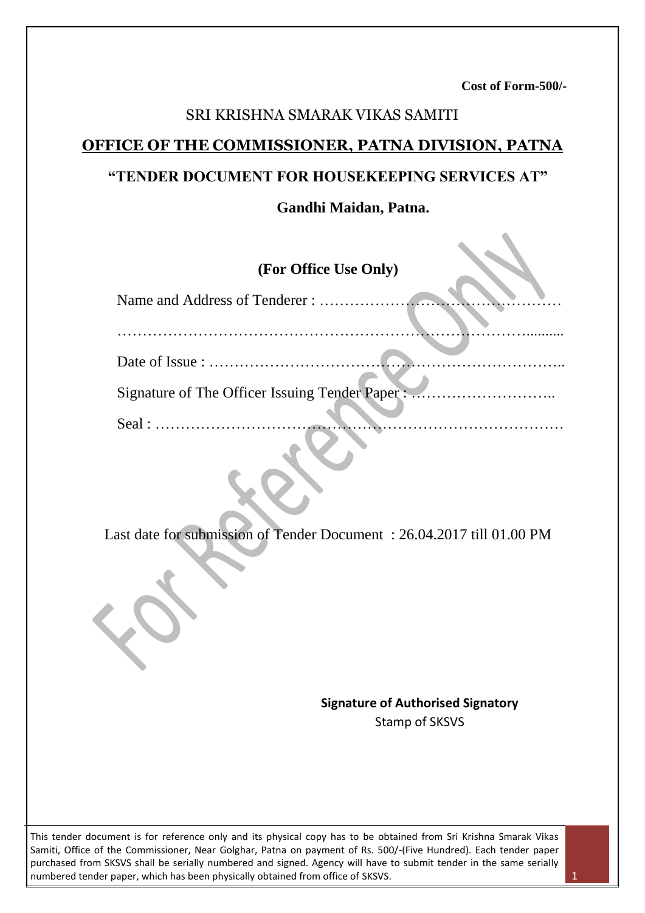**Cost of Form-500/-**

SRI KRISHNA SMARAK VIKAS SAMITI

# OFFICE OF THE COMMISSIONER, PATNA DIVISION, PATNA

## "TENDER DOCUMENT FOR HOUSEKEEPING SERVICES AT"

## Gandhi Maidan, Patna.

### (For Office Use Only)

Name and Address of Tenderer : …………………………………………

………………………………………………………………………..........

Date of Issue : ……………………………………………………………..

Signature of The Officer Issuing Tender Paper : ………………………..

Seal : ………………………………………………………………………

Last date for submission of Tender Document : 26.04.2017 till 01.00 PM

**Signature of Authorised Signatory**
Stamp of SKSVS

This tender document is for reference only and its physical copy has to be obtained from Sri Krishna Smarak Vikas Samiti, Office of the Commissioner, Near Golghar, Patna on payment of Rs. 500/-(Five Hundred). Each tender paper purchased from SKSVS shall be serially numbered and signed. Agency will have to submit tender in the same serially numbered tender paper, which has been physically obtained from office of SKSVS.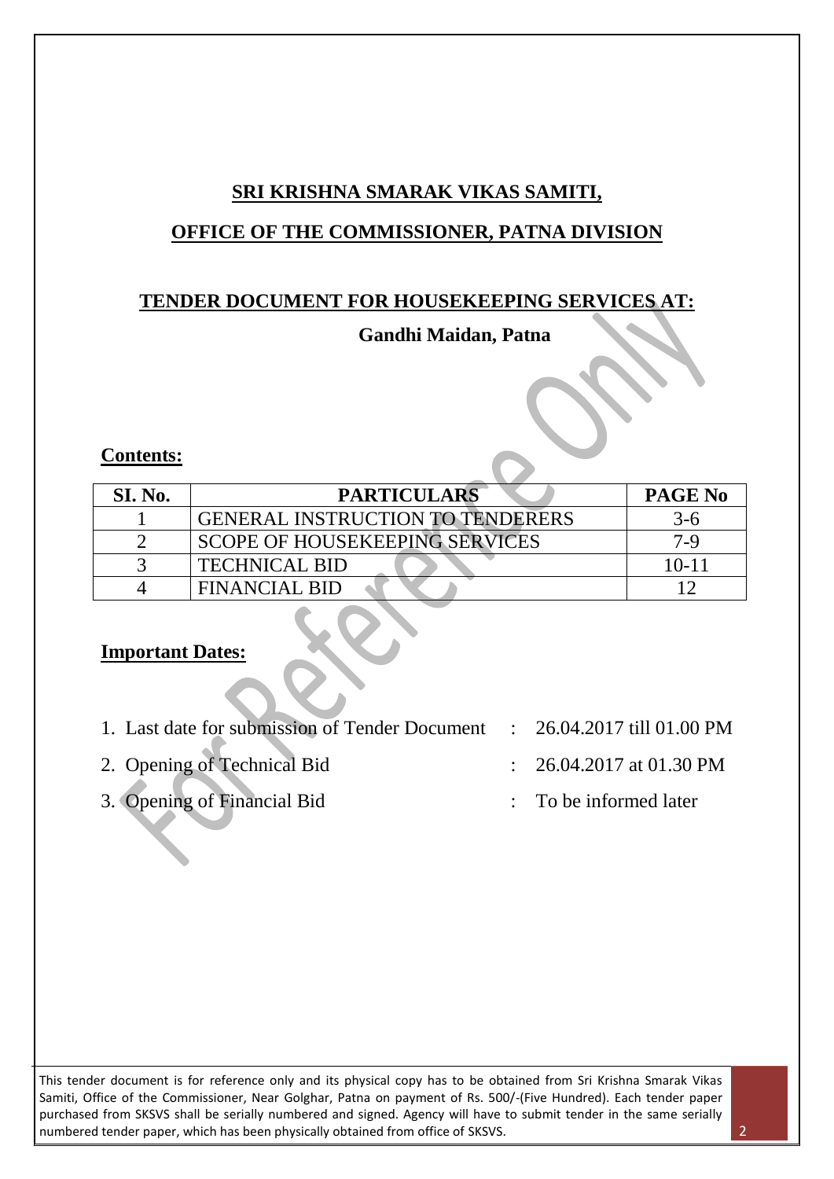# SRI KRISHNA SMARAK VIKAS SAMITI,

## OFFICE OF THE COMMISSIONER, PATNA DIVISION

## TENDER DOCUMENT FOR HOUSEKEEPING SERVICES AT:

**Gandhi Maidan, Patna**

**Contents:**

| SI. No. | PARTICULARS | PAGE No |
|---|---|---|
| 1 | GENERAL INSTRUCTION TO TENDERERS | 3-6 |
| 2 | SCOPE OF HOUSEKEEPING SERVICES | 7-9 |
| 3 | TECHNICAL BID | 10-11 |
| 4 | FINANCIAL BID | 12 |

**Important Dates:**

1. Last date for submission of Tender Document : 26.04.2017 till 01.00 PM
2. Opening of Technical Bid : 26.04.2017 at 01.30 PM
3. Opening of Financial Bid : To be informed later

This tender document is for reference only and its physical copy has to be obtained from Sri Krishna Smarak Vikas Samiti, Office of the Commissioner, Near Golghar, Patna on payment of Rs. 500/-(Five Hundred). Each tender paper purchased from SKSVS shall be serially numbered and signed. Agency will have to submit tender in the same serially numbered tender paper, which has been physically obtained from office of SKSVS.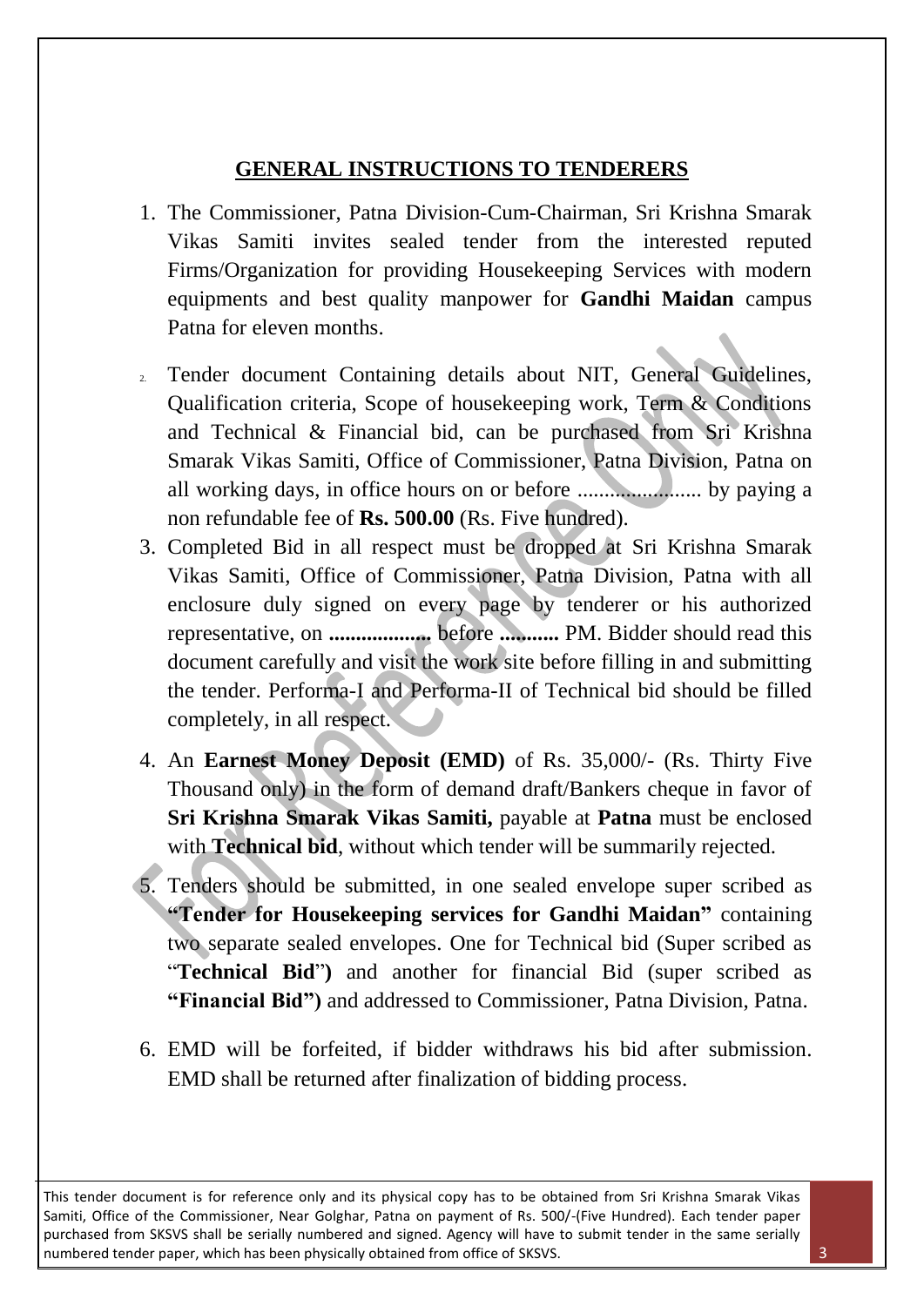## GENERAL INSTRUCTIONS TO TENDERERS

1. The Commissioner, Patna Division-Cum-Chairman, Sri Krishna Smarak Vikas Samiti invites sealed tender from the interested reputed Firms/Organization for providing Housekeeping Services with modern equipments and best quality manpower for **Gandhi Maidan** campus Patna for eleven months.
2. Tender document Containing details about NIT, General Guidelines, Qualification criteria, Scope of housekeeping work, Term & Conditions and Technical & Financial bid, can be purchased from Sri Krishna Smarak Vikas Samiti, Office of Commissioner, Patna Division, Patna on all working days, in office hours on or before ....................... by paying a non refundable fee of **Rs. 500.00** (Rs. Five hundred).
3. Completed Bid in all respect must be dropped at Sri Krishna Smarak Vikas Samiti, Office of Commissioner, Patna Division, Patna with all enclosure duly signed on every page by tenderer or his authorized representative, on **..................** before **...........** PM. Bidder should read this document carefully and visit the work site before filling in and submitting the tender. Performa-I and Performa-II of Technical bid should be filled completely, in all respect.
4. An **Earnest Money Deposit (EMD)** of Rs. 35,000/- (Rs. Thirty Five Thousand only) in the form of demand draft/Bankers cheque in favor of **Sri Krishna Smarak Vikas Samiti,** payable at **Patna** must be enclosed with **Technical bid**, without which tender will be summarily rejected.
5. Tenders should be submitted, in one sealed envelope super scribed as **"Tender for Housekeeping services for Gandhi Maidan"** containing two separate sealed envelopes. One for Technical bid (Super scribed as "**Technical Bid**"**)** and another for financial Bid (super scribed as **"Financial Bid")** and addressed to Commissioner, Patna Division, Patna.
6. EMD will be forfeited, if bidder withdraws his bid after submission. EMD shall be returned after finalization of bidding process.

This tender document is for reference only and its physical copy has to be obtained from Sri Krishna Smarak Vikas Samiti, Office of the Commissioner, Near Golghar, Patna on payment of Rs. 500/-(Five Hundred). Each tender paper purchased from SKSVS shall be serially numbered and signed. Agency will have to submit tender in the same serially numbered tender paper, which has been physically obtained from office of SKSVS.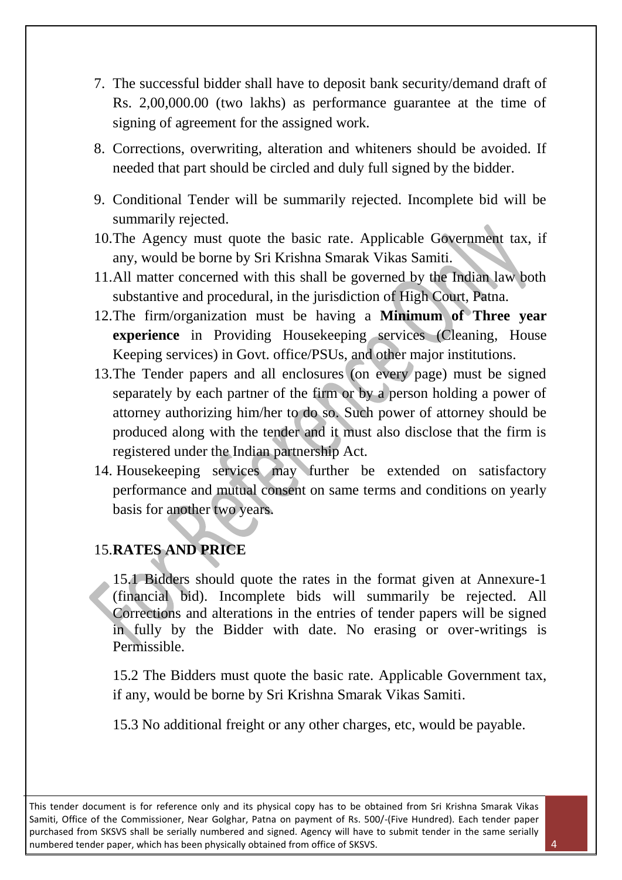7. The successful bidder shall have to deposit bank security/demand draft of Rs. 2,00,000.00 (two lakhs) as performance guarantee at the time of signing of agreement for the assigned work.
8. Corrections, overwriting, alteration and whiteners should be avoided. If needed that part should be circled and duly full signed by the bidder.
9. Conditional Tender will be summarily rejected. Incomplete bid will be summarily rejected.
10. The Agency must quote the basic rate. Applicable Government tax, if any, would be borne by Sri Krishna Smarak Vikas Samiti.
11. All matter concerned with this shall be governed by the Indian law both substantive and procedural, in the jurisdiction of High Court, Patna.
12. The firm/organization must be having a **Minimum of Three year experience** in Providing Housekeeping services (Cleaning, House Keeping services) in Govt. office/PSUs, and other major institutions.
13. The Tender papers and all enclosures (on every page) must be signed separately by each partner of the firm or by a person holding a power of attorney authorizing him/her to do so. Such power of attorney should be produced along with the tender and it must also disclose that the firm is registered under the Indian partnership Act.
14. Housekeeping services may further be extended on satisfactory performance and mutual consent on same terms and conditions on yearly basis for another two years.

15. **RATES AND PRICE**

15.1 Bidders should quote the rates in the format given at Annexure-1 (financial bid). Incomplete bids will summarily be rejected. All Corrections and alterations in the entries of tender papers will be signed in fully by the Bidder with date. No erasing or over-writings is Permissible.

15.2 The Bidders must quote the basic rate. Applicable Government tax, if any, would be borne by Sri Krishna Smarak Vikas Samiti.

15.3 No additional freight or any other charges, etc, would be payable.

This tender document is for reference only and its physical copy has to be obtained from Sri Krishna Smarak Vikas Samiti, Office of the Commissioner, Near Golghar, Patna on payment of Rs. 500/-(Five Hundred). Each tender paper purchased from SKSVS shall be serially numbered and signed. Agency will have to submit tender in the same serially numbered tender paper, which has been physically obtained from office of SKSVS.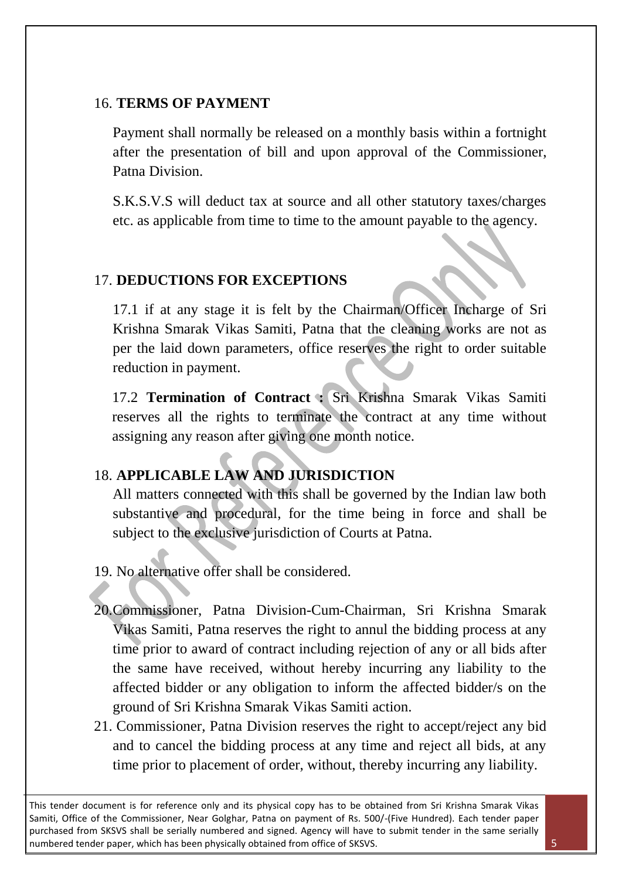## 16. TERMS OF PAYMENT

Payment shall normally be released on a monthly basis within a fortnight after the presentation of bill and upon approval of the Commissioner, Patna Division.

S.K.S.V.S will deduct tax at source and all other statutory taxes/charges etc. as applicable from time to time to the amount payable to the agency.

## 17. DEDUCTIONS FOR EXCEPTIONS

17.1 if at any stage it is felt by the Chairman/Officer Incharge of Sri Krishna Smarak Vikas Samiti, Patna that the cleaning works are not as per the laid down parameters, office reserves the right to order suitable reduction in payment.

17.2 **Termination of Contract :** Sri Krishna Smarak Vikas Samiti reserves all the rights to terminate the contract at any time without assigning any reason after giving one month notice.

## 18. APPLICABLE LAW AND JURISDICTION

All matters connected with this shall be governed by the Indian law both substantive and procedural, for the time being in force and shall be subject to the exclusive jurisdiction of Courts at Patna.

19. No alternative offer shall be considered.

20. Commissioner, Patna Division-Cum-Chairman, Sri Krishna Smarak Vikas Samiti, Patna reserves the right to annul the bidding process at any time prior to award of contract including rejection of any or all bids after the same have received, without hereby incurring any liability to the affected bidder or any obligation to inform the affected bidder/s on the ground of Sri Krishna Smarak Vikas Samiti action.

21. Commissioner, Patna Division reserves the right to accept/reject any bid and to cancel the bidding process at any time and reject all bids, at any time prior to placement of order, without, thereby incurring any liability.

This tender document is for reference only and its physical copy has to be obtained from Sri Krishna Smarak Vikas Samiti, Office of the Commissioner, Near Golghar, Patna on payment of Rs. 500/-(Five Hundred). Each tender paper purchased from SKSVS shall be serially numbered and signed. Agency will have to submit tender in the same serially numbered tender paper, which has been physically obtained from office of SKSVS.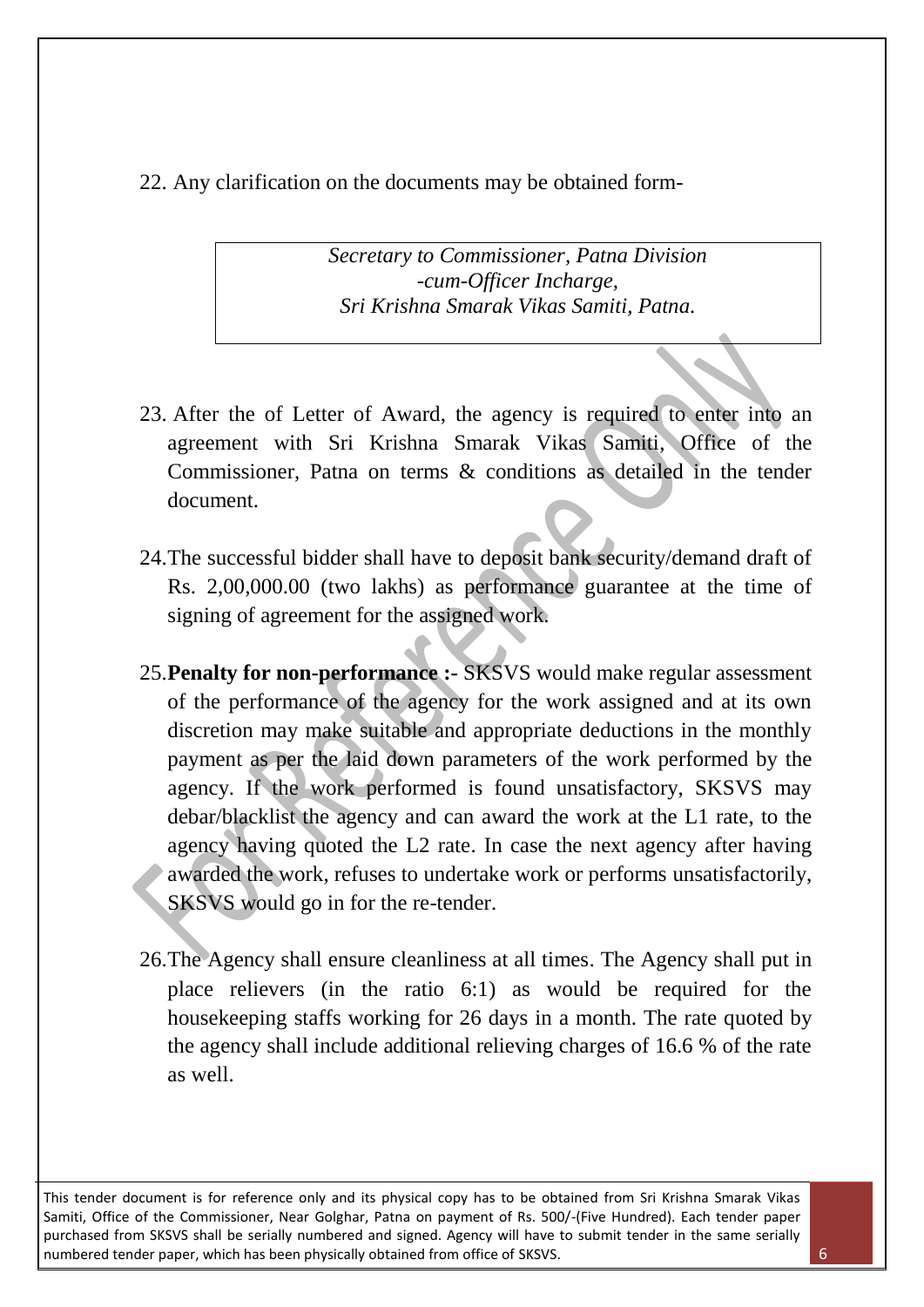22. Any clarification on the documents may be obtained form-

> *Secretary to Commissioner, Patna Division*
> *-cum-Officer Incharge,*
> *Sri Krishna Smarak Vikas Samiti, Patna.*

23. After the of Letter of Award, the agency is required to enter into an agreement with Sri Krishna Smarak Vikas Samiti, Office of the Commissioner, Patna on terms & conditions as detailed in the tender document.

24. The successful bidder shall have to deposit bank security/demand draft of Rs. 2,00,000.00 (two lakhs) as performance guarantee at the time of signing of agreement for the assigned work.

25. **Penalty for non-performance :-** SKSVS would make regular assessment of the performance of the agency for the work assigned and at its own discretion may make suitable and appropriate deductions in the monthly payment as per the laid down parameters of the work performed by the agency. If the work performed is found unsatisfactory, SKSVS may debar/blacklist the agency and can award the work at the L1 rate, to the agency having quoted the L2 rate. In case the next agency after having awarded the work, refuses to undertake work or performs unsatisfactorily, SKSVS would go in for the re-tender.

26. The Agency shall ensure cleanliness at all times. The Agency shall put in place relievers (in the ratio 6:1) as would be required for the housekeeping staffs working for 26 days in a month. The rate quoted by the agency shall include additional relieving charges of 16.6 % of the rate as well.

This tender document is for reference only and its physical copy has to be obtained from Sri Krishna Smarak Vikas Samiti, Office of the Commissioner, Near Golghar, Patna on payment of Rs. 500/-(Five Hundred). Each tender paper purchased from SKSVS shall be serially numbered and signed. Agency will have to submit tender in the same serially numbered tender paper, which has been physically obtained from office of SKSVS.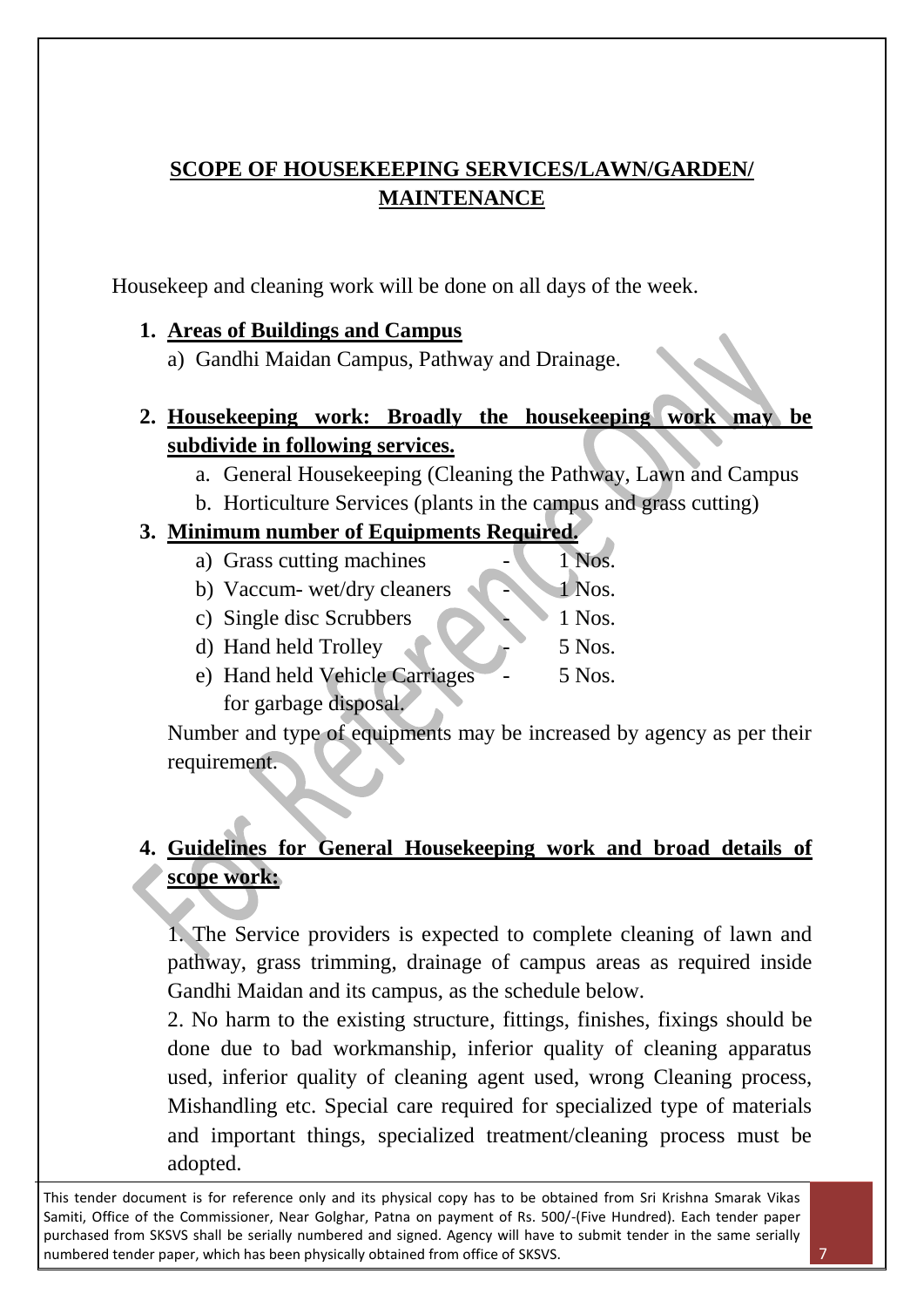## SCOPE OF HOUSEKEEPING SERVICES/LAWN/GARDEN/ MAINTENANCE

Housekeep and cleaning work will be done on all days of the week.

1. **Areas of Buildings and Campus**
   a) Gandhi Maidan Campus, Pathway and Drainage.

2. **Housekeeping work: Broadly the housekeeping work may be subdivide in following services.**
   a. General Housekeeping (Cleaning the Pathway, Lawn and Campus
   b. Horticulture Services (plants in the campus and grass cutting)

3. **Minimum number of Equipments Required.**
   a) Grass cutting machines - 1 Nos.
   b) Vaccum- wet/dry cleaners - 1 Nos.
   c) Single disc Scrubbers - 1 Nos.
   d) Hand held Trolley - 5 Nos.
   e) Hand held Vehicle Carriages - 5 Nos. for garbage disposal.

   Number and type of equipments may be increased by agency as per their requirement.

4. **Guidelines for General Housekeeping work and broad details of scope work:**

   1. The Service providers is expected to complete cleaning of lawn and pathway, grass trimming, drainage of campus areas as required inside Gandhi Maidan and its campus, as the schedule below.
   2. No harm to the existing structure, fittings, finishes, fixings should be done due to bad workmanship, inferior quality of cleaning apparatus used, inferior quality of cleaning agent used, wrong Cleaning process, Mishandling etc. Special care required for specialized type of materials and important things, specialized treatment/cleaning process must be adopted.

This tender document is for reference only and its physical copy has to be obtained from Sri Krishna Smarak Vikas Samiti, Office of the Commissioner, Near Golghar, Patna on payment of Rs. 500/-(Five Hundred). Each tender paper purchased from SKSVS shall be serially numbered and signed. Agency will have to submit tender in the same serially numbered tender paper, which has been physically obtained from office of SKSVS.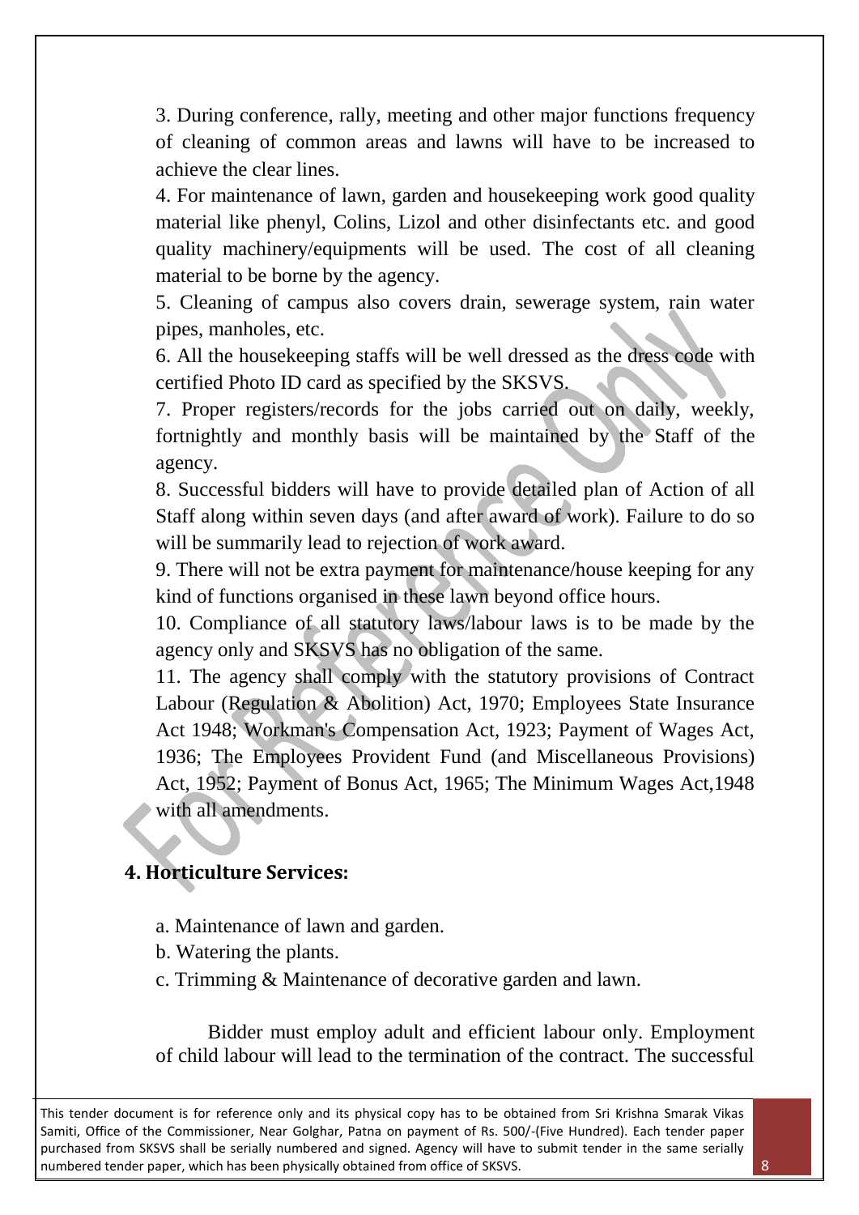3. During conference, rally, meeting and other major functions frequency of cleaning of common areas and lawns will have to be increased to achieve the clear lines.

4. For maintenance of lawn, garden and housekeeping work good quality material like phenyl, Colins, Lizol and other disinfectants etc. and good quality machinery/equipments will be used. The cost of all cleaning material to be borne by the agency.

5. Cleaning of campus also covers drain, sewerage system, rain water pipes, manholes, etc.

6. All the housekeeping staffs will be well dressed as the dress code with certified Photo ID card as specified by the SKSVS.

7. Proper registers/records for the jobs carried out on daily, weekly, fortnightly and monthly basis will be maintained by the Staff of the agency.

8. Successful bidders will have to provide detailed plan of Action of all Staff along within seven days (and after award of work). Failure to do so will be summarily lead to rejection of work award.

9. There will not be extra payment for maintenance/house keeping for any kind of functions organised in these lawn beyond office hours.

10. Compliance of all statutory laws/labour laws is to be made by the agency only and SKSVS has no obligation of the same.

11. The agency shall comply with the statutory provisions of Contract Labour (Regulation & Abolition) Act, 1970; Employees State Insurance Act 1948; Workman's Compensation Act, 1923; Payment of Wages Act, 1936; The Employees Provident Fund (and Miscellaneous Provisions) Act, 1952; Payment of Bonus Act, 1965; The Minimum Wages Act,1948 with all amendments.

## 4. Horticulture Services:

a. Maintenance of lawn and garden.

b. Watering the plants.

c. Trimming & Maintenance of decorative garden and lawn.

Bidder must employ adult and efficient labour only. Employment of child labour will lead to the termination of the contract. The successful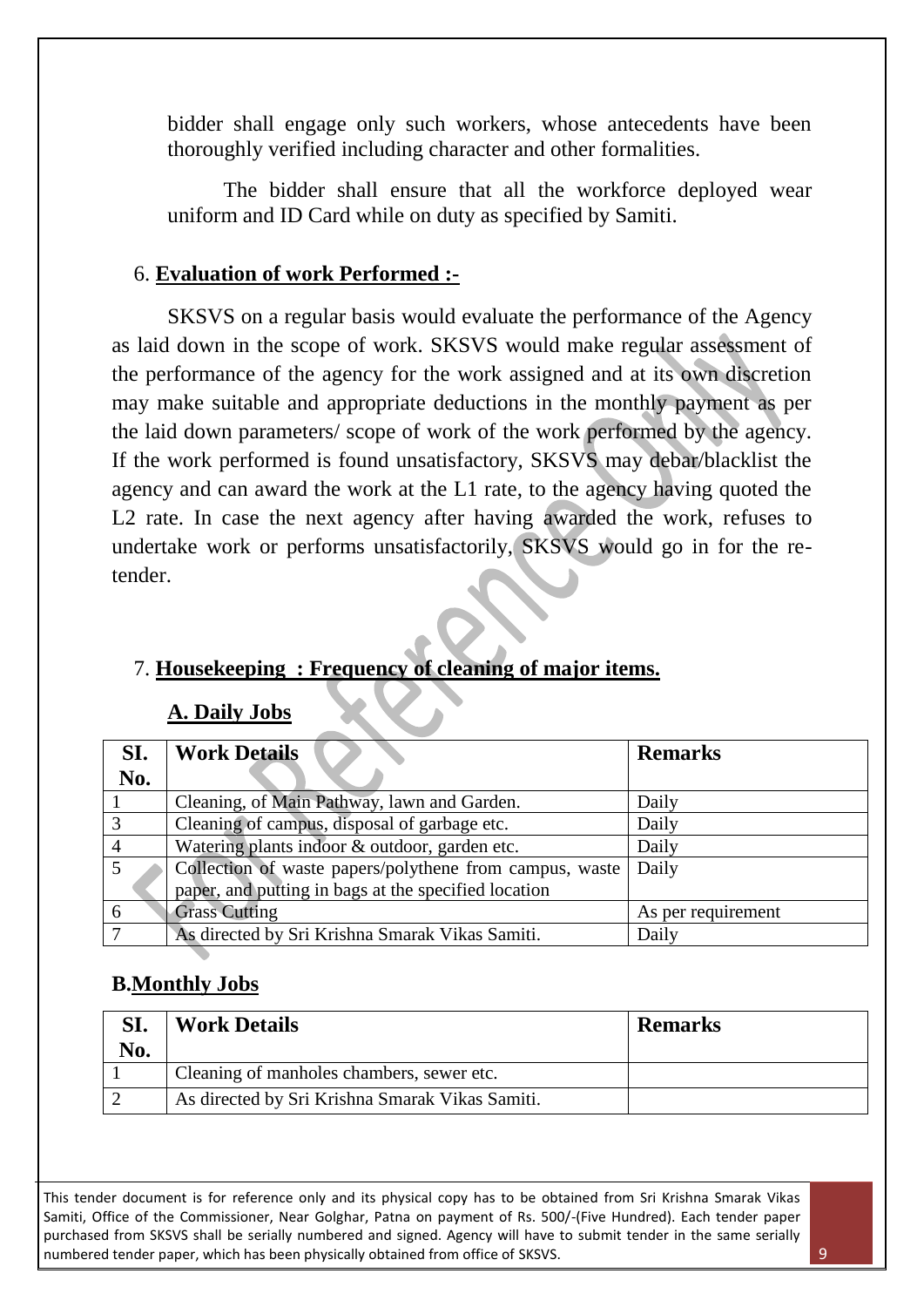bidder shall engage only such workers, whose antecedents have been thoroughly verified including character and other formalities.

The bidder shall ensure that all the workforce deployed wear uniform and ID Card while on duty as specified by Samiti.

6. **Evaluation of work Performed :-**

SKSVS on a regular basis would evaluate the performance of the Agency as laid down in the scope of work. SKSVS would make regular assessment of the performance of the agency for the work assigned and at its own discretion may make suitable and appropriate deductions in the monthly payment as per the laid down parameters/ scope of work of the work performed by the agency. If the work performed is found unsatisfactory, SKSVS may debar/blacklist the agency and can award the work at the L1 rate, to the agency having quoted the L2 rate. In case the next agency after having awarded the work, refuses to undertake work or performs unsatisfactorily, SKSVS would go in for the re-tender.

7. **Housekeeping : Frequency of cleaning of major items.**

**A. Daily Jobs**

| SI. No. | Work Details | Remarks |
|---|---|---|
| 1 | Cleaning, of Main Pathway, lawn and Garden. | Daily |
| 3 | Cleaning of campus, disposal of garbage etc. | Daily |
| 4 | Watering plants indoor & outdoor, garden etc. | Daily |
| 5 | Collection of waste papers/polythene from campus, waste paper, and putting in bags at the specified location | Daily |
| 6 | Grass Cutting | As per requirement |
| 7 | As directed by Sri Krishna Smarak Vikas Samiti. | Daily |

**B.Monthly Jobs**

| SI. No. | Work Details | Remarks |
|---|---|---|
| 1 | Cleaning of manholes chambers, sewer etc. | |
| 2 | As directed by Sri Krishna Smarak Vikas Samiti. | |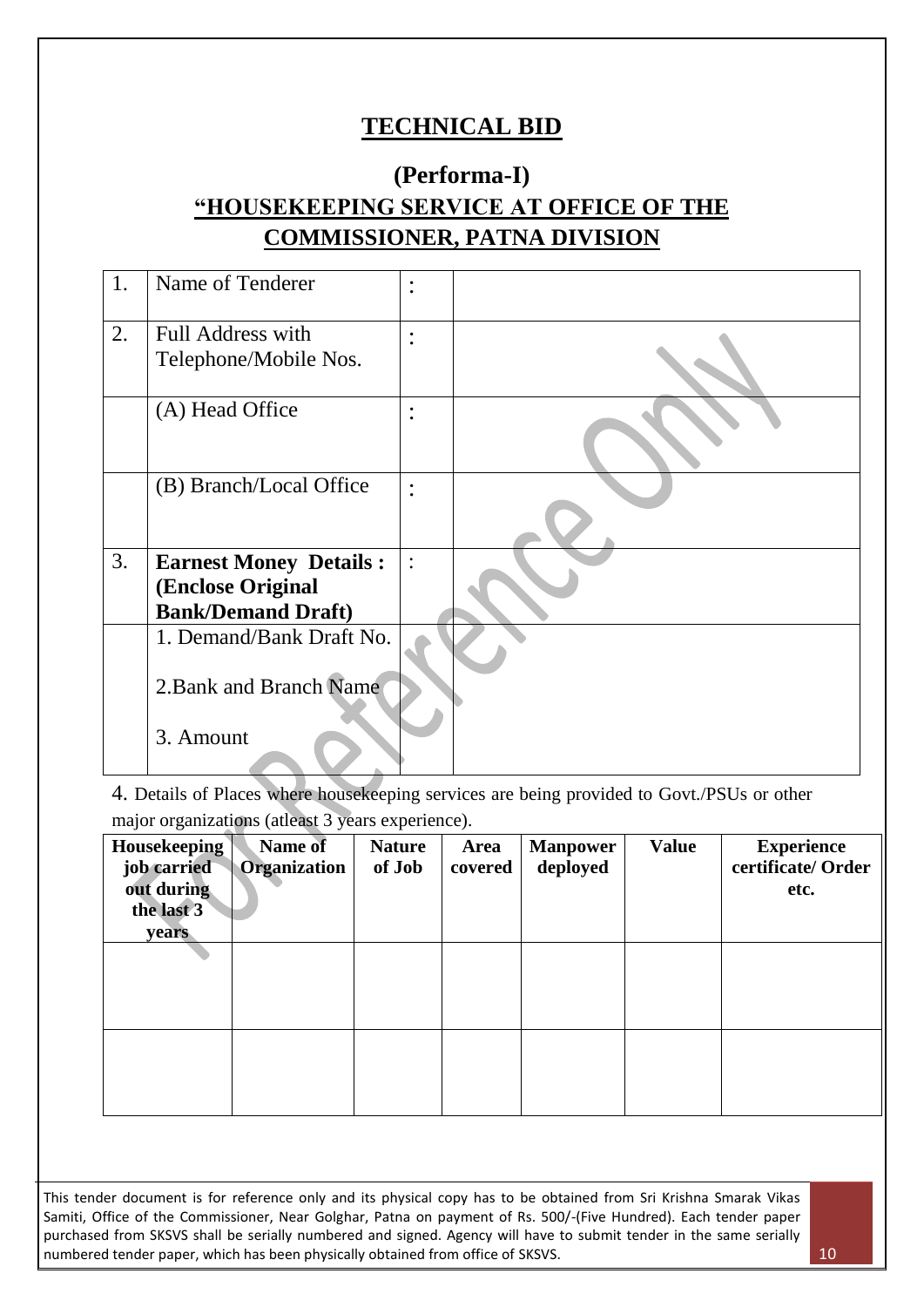# TECHNICAL BID

## (Performa-I)

## "HOUSEKEEPING SERVICE AT OFFICE OF THE COMMISSIONER, PATNA DIVISION

| 1. | Name of Tenderer | : | |
|---|---|---|---|
| 2. | Full Address with Telephone/Mobile Nos. | : | |
| | (A) Head Office | : | |
| | (B) Branch/Local Office | : | |
| 3. | **Earnest Money Details : (Enclose Original Bank/Demand Draft)** | : | |
| | 1. Demand/Bank Draft No.<br><br>2.Bank and Branch Name<br><br>3. Amount | | |

4. Details of Places where housekeeping services are being provided to Govt./PSUs or other major organizations (atleast 3 years experience).

| Housekeeping job carried out during the last 3 years | Name of Organization | Nature of Job | Area covered | Manpower deployed | Value | Experience certificate/ Order etc. |
|---|---|---|---|---|---|---|
| | | | | | | |
| | | | | | | |

This tender document is for reference only and its physical copy has to be obtained from Sri Krishna Smarak Vikas Samiti, Office of the Commissioner, Near Golghar, Patna on payment of Rs. 500/-(Five Hundred). Each tender paper purchased from SKSVS shall be serially numbered and signed. Agency will have to submit tender in the same serially numbered tender paper, which has been physically obtained from office of SKSVS.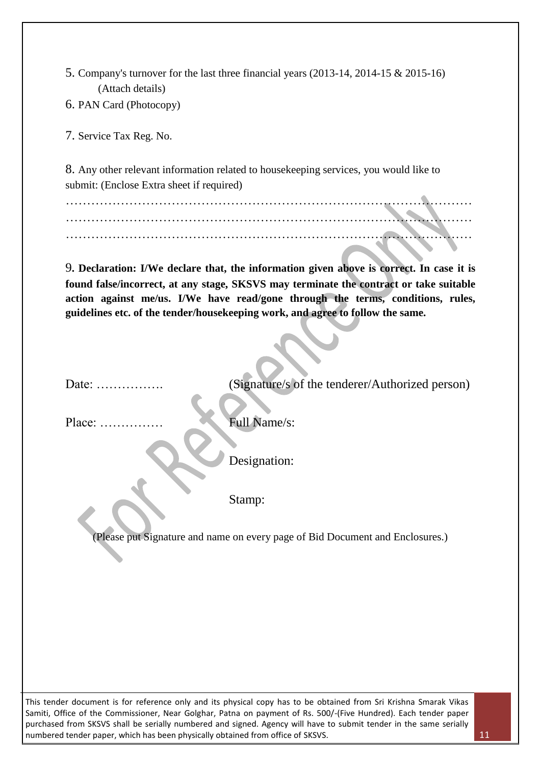5. Company's turnover for the last three financial years (2013-14, 2014-15 & 2015-16) (Attach details)

6. PAN Card (Photocopy)

7. Service Tax Reg. No.

8. Any other relevant information related to housekeeping services, you would like to submit: (Enclose Extra sheet if required)

……………………………………………………………………………………
……………………………………………………………………………………
……………………………………………………………………………………

9. **Declaration: I/We declare that, the information given above is correct. In case it is found false/incorrect, at any stage, SKSVS may terminate the contract or take suitable action against me/us. I/We have read/gone through the terms, conditions, rules, guidelines etc. of the tender/housekeeping work, and agree to follow the same.**

Date: …………….  (Signature/s of the tenderer/Authorized person)

Place: ……………  Full Name/s:

Designation:

Stamp:

(Please put Signature and name on every page of Bid Document and Enclosures.)

This tender document is for reference only and its physical copy has to be obtained from Sri Krishna Smarak Vikas Samiti, Office of the Commissioner, Near Golghar, Patna on payment of Rs. 500/-(Five Hundred). Each tender paper purchased from SKSVS shall be serially numbered and signed. Agency will have to submit tender in the same serially numbered tender paper, which has been physically obtained from office of SKSVS.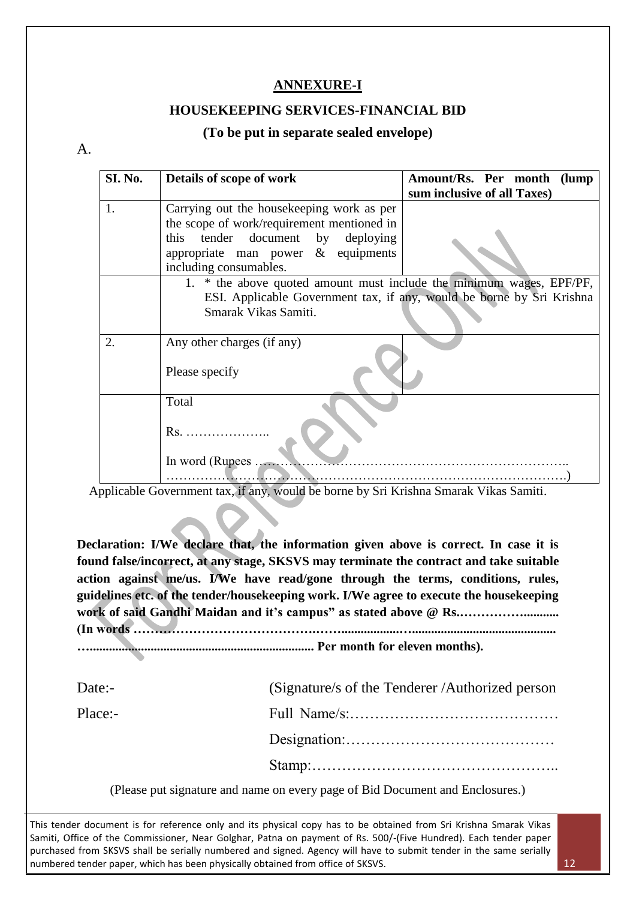## ANNEXURE-I

### HOUSEKEEPING SERVICES-FINANCIAL BID

**(To be put in separate sealed envelope)**

A.

| SI. No. | Details of scope of work | Amount/Rs. Per month (lump sum inclusive of all Taxes) |
|---|---|---|
| 1. | Carrying out the housekeeping work as per the scope of work/requirement mentioned in this tender document by deploying appropriate man power & equipments including consumables. | |
| | 1. * the above quoted amount must include the minimum wages, EPF/PF, ESI. Applicable Government tax, if any, would be borne by Sri Krishna Smarak Vikas Samiti. | |
| 2. | Any other charges (if any)<br><br>Please specify | |
| | Total<br><br>Rs. ………………..<br><br>In word (Rupees ……………………………………………………………….. ……………………………………………………………………………….) | |

Applicable Government tax, if any, would be borne by Sri Krishna Smarak Vikas Samiti.

**Declaration: I/We declare that, the information given above is correct. In case it is found false/incorrect, at any stage, SKSVS may terminate the contract and take suitable action against me/us. I/We have read/gone through the terms, conditions, rules, guidelines etc. of the tender/housekeeping work. I/We agree to execute the housekeeping work of said Gandhi Maidan and it's campus" as stated above @ Rs.…………….......... (In words ………………………………….…................…........................................... …..................................................................... Per month for eleven months).**

Date:- (Signature/s of the Tenderer /Authorized person

Place:- Full Name/s:……………………………………

Designation:……………………………………

Stamp:…………………………………………..

(Please put signature and name on every page of Bid Document and Enclosures.)

This tender document is for reference only and its physical copy has to be obtained from Sri Krishna Smarak Vikas Samiti, Office of the Commissioner, Near Golghar, Patna on payment of Rs. 500/-(Five Hundred). Each tender paper purchased from SKSVS shall be serially numbered and signed. Agency will have to submit tender in the same serially numbered tender paper, which has been physically obtained from office of SKSVS.